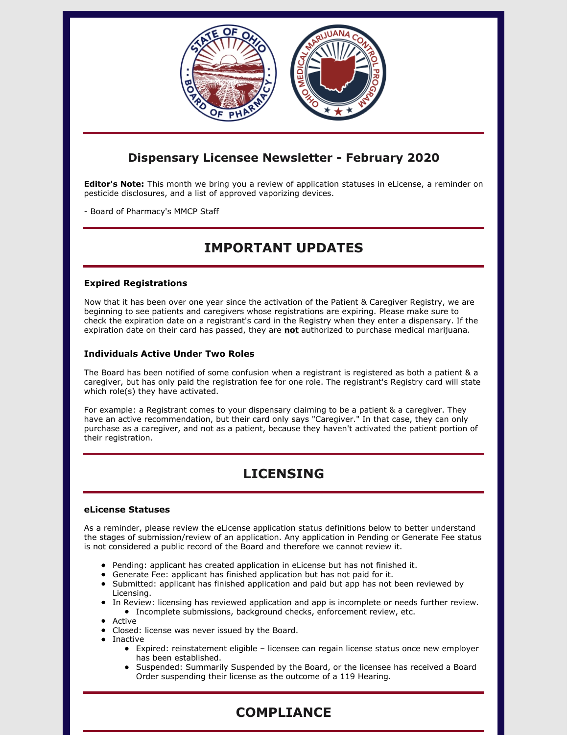## Dispensary Licensee Newsletter - February 2020

**Editor's Note:** This month we bring you a review of application statuses in eLicense, a reminder on pesticide disclosures, and a list of approved vaporizing devices.

- Board of Pharmacy's MMCP Staff

# IMPORTANT UPDATES

### Expired Registrations

Now that it has been over one year since the activation of the Patient & Caregiver Registry, we are beginning to see patients and caregivers whose registrations are expiring. Please make sure to check the expiration date on a registrant's card in the Registry when they enter a dispensary. If the expiration date on their card has passed, they are **not** authorized to purchase medical marijuana.

### Individuals Active Under Two Roles

The Board has been notified of some confusion when a registrant is registered as both a patient & a caregiver, but has only paid the registration fee for one role. The registrant's Registry card will state which role(s) they have activated.

For example: a Registrant comes to your dispensary claiming to be a patient & a caregiver. They have an active recommendation, but their card only says "Caregiver." In that case, they can only purchase as a caregiver, and not as a patient, because they haven't activated the patient portion of their registration.

# LICENSING

### eLicense Statuses

As a reminder, please review the eLicense application status definitions below to better understand the stages of submission/review of an application. Any application in Pending or Generate Fee status is not considered a public record of the Board and therefore we cannot review it.

- Pending: applicant has created application in eLicense but has not finished it.
- Generate Fee: applicant has finished application but has not paid for it.
- Submitted: applicant has finished application and paid but app has not been reviewed by Licensing.
- In Review: licensing has reviewed application and app is incomplete or needs further review.
  - Incomplete submissions, background checks, enforcement review, etc.
- Active
- Closed: license was never issued by the Board.
- Inactive
  - Expired: reinstatement eligible – licensee can regain license status once new employer has been established.
  - Suspended: Summarily Suspended by the Board, or the licensee has received a Board Order suspending their license as the outcome of a 119 Hearing.

# COMPLIANCE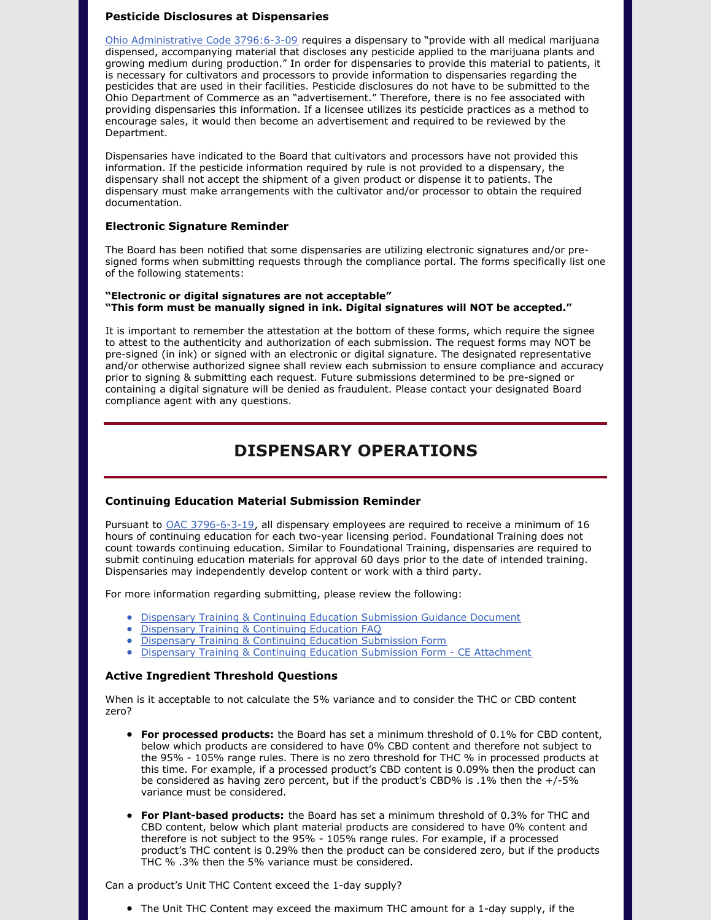### Pesticide Disclosures at Dispensaries

Ohio Administrative Code 3796:6-3-09 requires a dispensary to "provide with all medical marijuana dispensed, accompanying material that discloses any pesticide applied to the marijuana plants and growing medium during production." In order for dispensaries to provide this material to patients, it is necessary for cultivators and processors to provide information to dispensaries regarding the pesticides that are used in their facilities. Pesticide disclosures do not have to be submitted to the Ohio Department of Commerce as an "advertisement." Therefore, there is no fee associated with providing dispensaries this information. If a licensee utilizes its pesticide practices as a method to encourage sales, it would then become an advertisement and required to be reviewed by the Department.

Dispensaries have indicated to the Board that cultivators and processors have not provided this information. If the pesticide information required by rule is not provided to a dispensary, the dispensary shall not accept the shipment of a given product or dispense it to patients. The dispensary must make arrangements with the cultivator and/or processor to obtain the required documentation.

### Electronic Signature Reminder

The Board has been notified that some dispensaries are utilizing electronic signatures and/or pre-signed forms when submitting requests through the compliance portal. The forms specifically list one of the following statements:

**"Electronic or digital signatures are not acceptable"**
**"This form must be manually signed in ink. Digital signatures will NOT be accepted."**

It is important to remember the attestation at the bottom of these forms, which require the signee to attest to the authenticity and authorization of each submission. The request forms may NOT be pre-signed (in ink) or signed with an electronic or digital signature. The designated representative and/or otherwise authorized signee shall review each submission to ensure compliance and accuracy prior to signing & submitting each request. Future submissions determined to be pre-signed or containing a digital signature will be denied as fraudulent. Please contact your designated Board compliance agent with any questions.

## DISPENSARY OPERATIONS

### Continuing Education Material Submission Reminder

Pursuant to OAC 3796-6-3-19, all dispensary employees are required to receive a minimum of 16 hours of continuing education for each two-year licensing period. Foundational Training does not count towards continuing education. Similar to Foundational Training, dispensaries are required to submit continuing education materials for approval 60 days prior to the date of intended training. Dispensaries may independently develop content or work with a third party.

For more information regarding submitting, please review the following:

- Dispensary Training & Continuing Education Submission Guidance Document
- Dispensary Training & Continuing Education FAQ
- Dispensary Training & Continuing Education Submission Form
- Dispensary Training & Continuing Education Submission Form - CE Attachment

### Active Ingredient Threshold Questions

When is it acceptable to not calculate the 5% variance and to consider the THC or CBD content zero?

- **For processed products:** the Board has set a minimum threshold of 0.1% for CBD content, below which products are considered to have 0% CBD content and therefore not subject to the 95% - 105% range rules. There is no zero threshold for THC % in processed products at this time. For example, if a processed product's CBD content is 0.09% then the product can be considered as having zero percent, but if the product's CBD% is .1% then the +/-5% variance must be considered.

- **For Plant-based products:** the Board has set a minimum threshold of 0.3% for THC and CBD content, below which plant material products are considered to have 0% content and therefore is not subject to the 95% - 105% range rules. For example, if a processed product's THC content is 0.29% then the product can be considered zero, but if the products THC % .3% then the 5% variance must be considered.

Can a product's Unit THC Content exceed the 1-day supply?

- The Unit THC Content may exceed the maximum THC amount for a 1-day supply, if the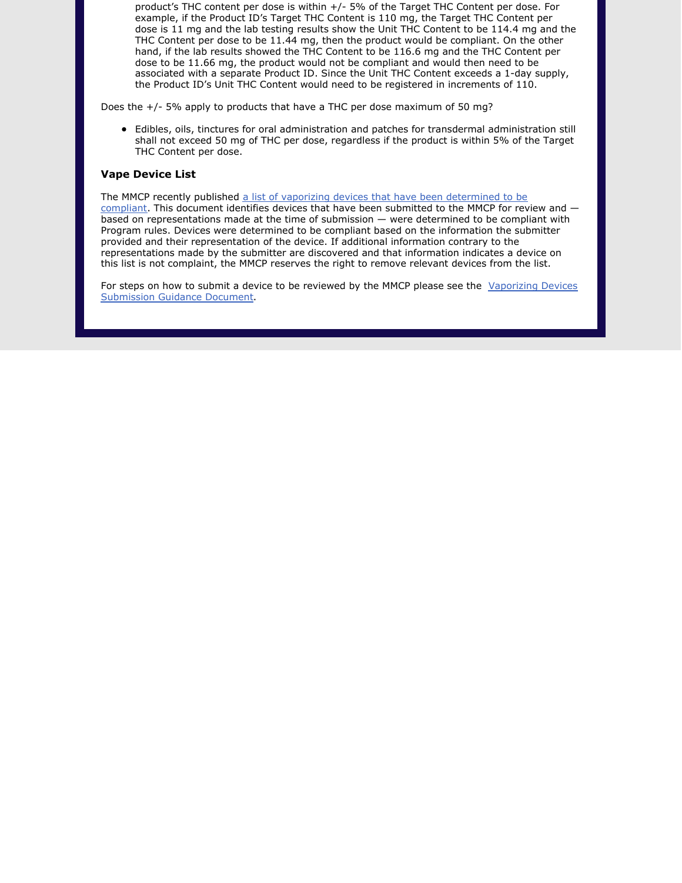product's THC content per dose is within +/- 5% of the Target THC Content per dose. For example, if the Product ID's Target THC Content is 110 mg, the Target THC Content per dose is 11 mg and the lab testing results show the Unit THC Content to be 114.4 mg and the THC Content per dose to be 11.44 mg, then the product would be compliant. On the other hand, if the lab results showed the THC Content to be 116.6 mg and the THC Content per dose to be 11.66 mg, the product would not be compliant and would then need to be associated with a separate Product ID. Since the Unit THC Content exceeds a 1-day supply, the Product ID's Unit THC Content would need to be registered in increments of 110.

Does the +/- 5% apply to products that have a THC per dose maximum of 50 mg?

- Edibles, oils, tinctures for oral administration and patches for transdermal administration still shall not exceed 50 mg of THC per dose, regardless if the product is within 5% of the Target THC Content per dose.

### Vape Device List

The MMCP recently published a list of vaporizing devices that have been determined to be compliant. This document identifies devices that have been submitted to the MMCP for review and — based on representations made at the time of submission — were determined to be compliant with Program rules. Devices were determined to be compliant based on the information the submitter provided and their representation of the device. If additional information contrary to the representations made by the submitter are discovered and that information indicates a device on this list is not complaint, the MMCP reserves the right to remove relevant devices from the list.

For steps on how to submit a device to be reviewed by the MMCP please see the Vaporizing Devices Submission Guidance Document.